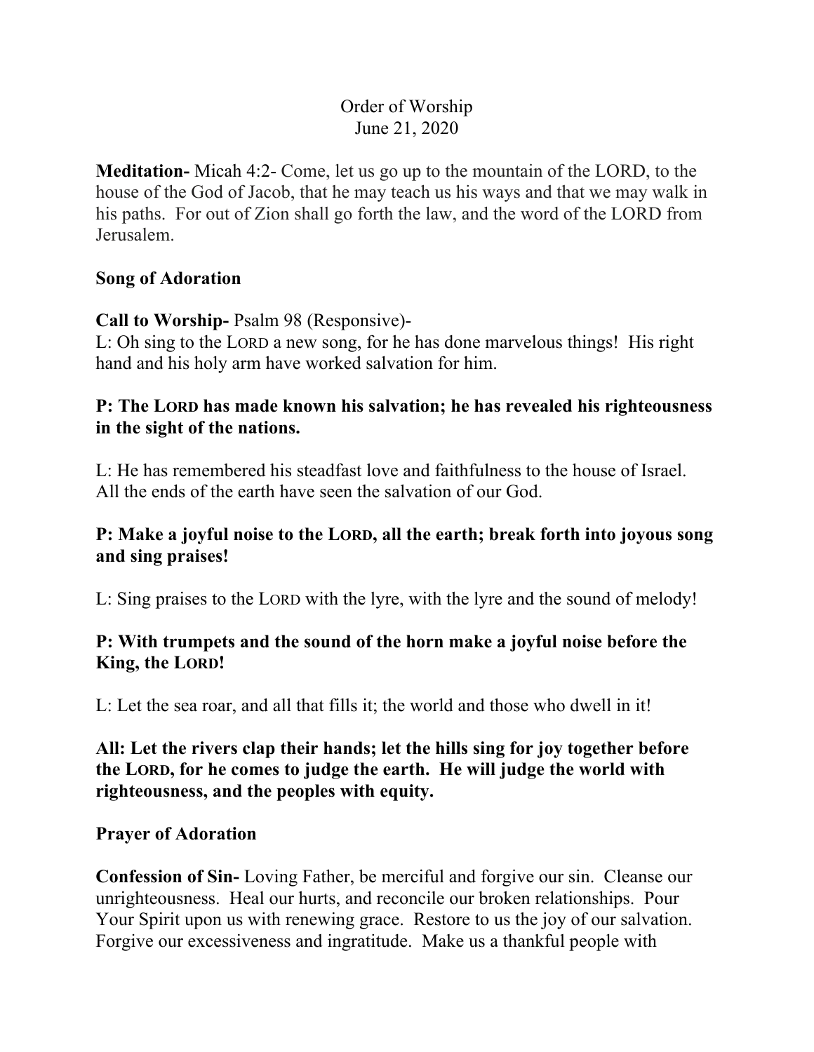Order of Worship
June 21, 2020

**Meditation-** Micah 4:2- Come, let us go up to the mountain of the LORD, to the house of the God of Jacob, that he may teach us his ways and that we may walk in his paths. For out of Zion shall go forth the law, and the word of the LORD from Jerusalem.

**Song of Adoration**

**Call to Worship-** Psalm 98 (Responsive)-
L: Oh sing to the LORD a new song, for he has done marvelous things! His right hand and his holy arm have worked salvation for him.

**P: The LORD has made known his salvation; he has revealed his righteousness in the sight of the nations.**

L: He has remembered his steadfast love and faithfulness to the house of Israel. All the ends of the earth have seen the salvation of our God.

**P: Make a joyful noise to the LORD, all the earth; break forth into joyous song and sing praises!**

L: Sing praises to the LORD with the lyre, with the lyre and the sound of melody!

**P: With trumpets and the sound of the horn make a joyful noise before the King, the LORD!**

L: Let the sea roar, and all that fills it; the world and those who dwell in it!

**All: Let the rivers clap their hands; let the hills sing for joy together before the LORD, for he comes to judge the earth. He will judge the world with righteousness, and the peoples with equity.**

**Prayer of Adoration**

**Confession of Sin-** Loving Father, be merciful and forgive our sin. Cleanse our unrighteousness. Heal our hurts, and reconcile our broken relationships. Pour Your Spirit upon us with renewing grace. Restore to us the joy of our salvation. Forgive our excessiveness and ingratitude. Make us a thankful people with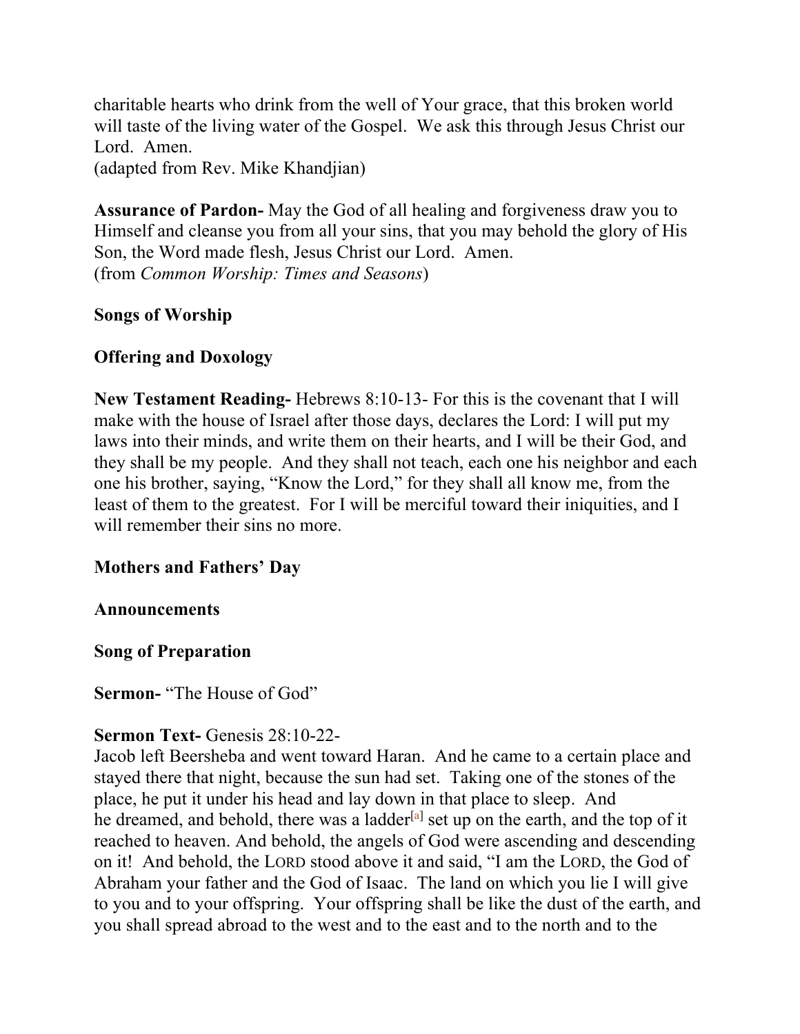charitable hearts who drink from the well of Your grace, that this broken world will taste of the living water of the Gospel. We ask this through Jesus Christ our Lord. Amen.
(adapted from Rev. Mike Khandjian)

**Assurance of Pardon-** May the God of all healing and forgiveness draw you to Himself and cleanse you from all your sins, that you may behold the glory of His Son, the Word made flesh, Jesus Christ our Lord. Amen.
(from *Common Worship: Times and Seasons*)

**Songs of Worship**

**Offering and Doxology**

**New Testament Reading-** Hebrews 8:10-13- For this is the covenant that I will make with the house of Israel after those days, declares the Lord: I will put my laws into their minds, and write them on their hearts, and I will be their God, and they shall be my people. And they shall not teach, each one his neighbor and each one his brother, saying, "Know the Lord," for they shall all know me, from the least of them to the greatest. For I will be merciful toward their iniquities, and I will remember their sins no more.

**Mothers and Fathers' Day**

**Announcements**

**Song of Preparation**

**Sermon-** "The House of God"

**Sermon Text-** Genesis 28:10-22-
Jacob left Beersheba and went toward Haran. And he came to a certain place and stayed there that night, because the sun had set. Taking one of the stones of the place, he put it under his head and lay down in that place to sleep. And he dreamed, and behold, there was a ladder[a] set up on the earth, and the top of it reached to heaven. And behold, the angels of God were ascending and descending on it! And behold, the LORD stood above it and said, "I am the LORD, the God of Abraham your father and the God of Isaac. The land on which you lie I will give to you and to your offspring. Your offspring shall be like the dust of the earth, and you shall spread abroad to the west and to the east and to the north and to the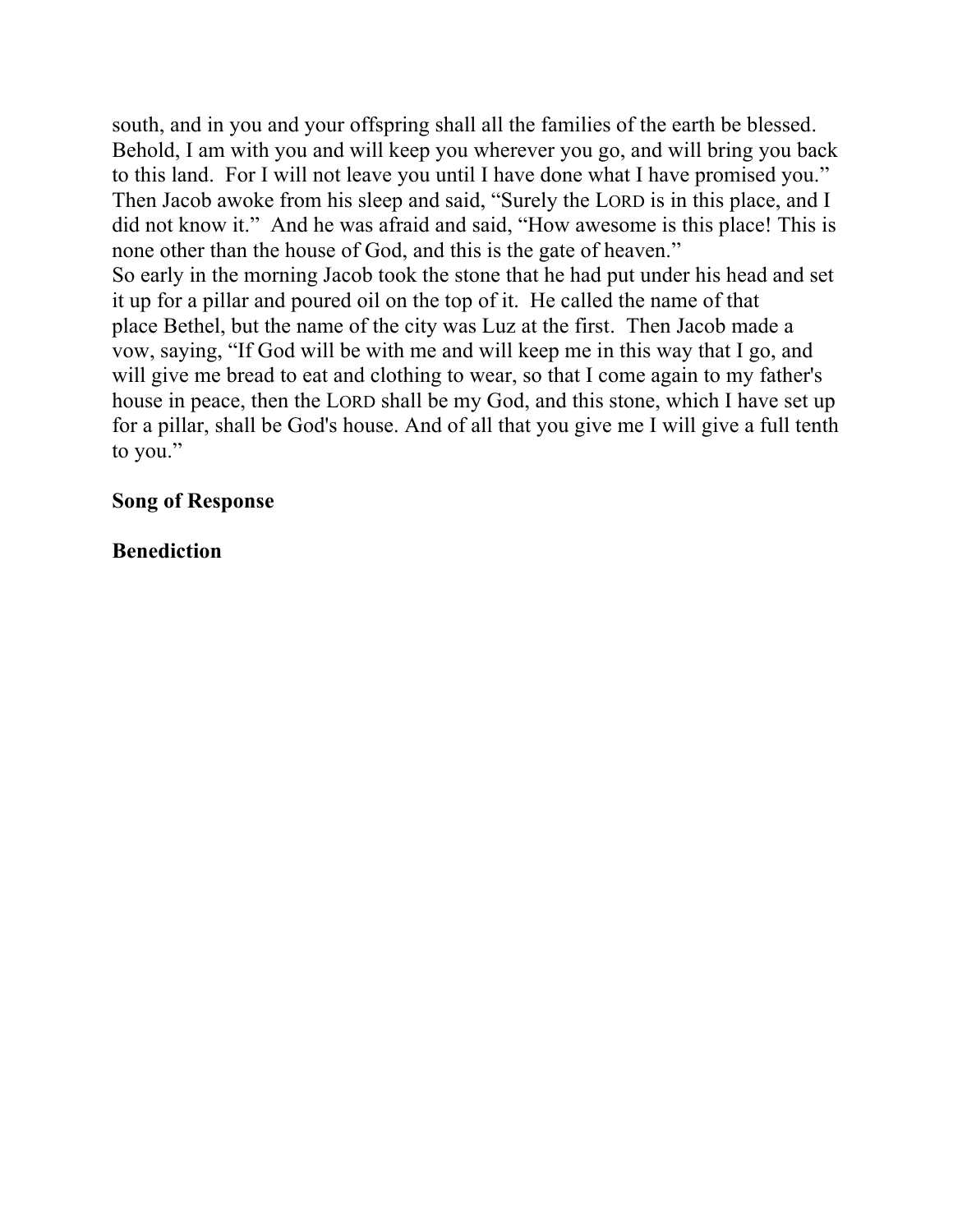south, and in you and your offspring shall all the families of the earth be blessed. Behold, I am with you and will keep you wherever you go, and will bring you back to this land. For I will not leave you until I have done what I have promised you." Then Jacob awoke from his sleep and said, "Surely the LORD is in this place, and I did not know it." And he was afraid and said, "How awesome is this place! This is none other than the house of God, and this is the gate of heaven."
So early in the morning Jacob took the stone that he had put under his head and set it up for a pillar and poured oil on the top of it. He called the name of that place Bethel, but the name of the city was Luz at the first. Then Jacob made a vow, saying, "If God will be with me and will keep me in this way that I go, and will give me bread to eat and clothing to wear, so that I come again to my father's house in peace, then the LORD shall be my God, and this stone, which I have set up for a pillar, shall be God's house. And of all that you give me I will give a full tenth to you."

**Song of Response**

**Benediction**